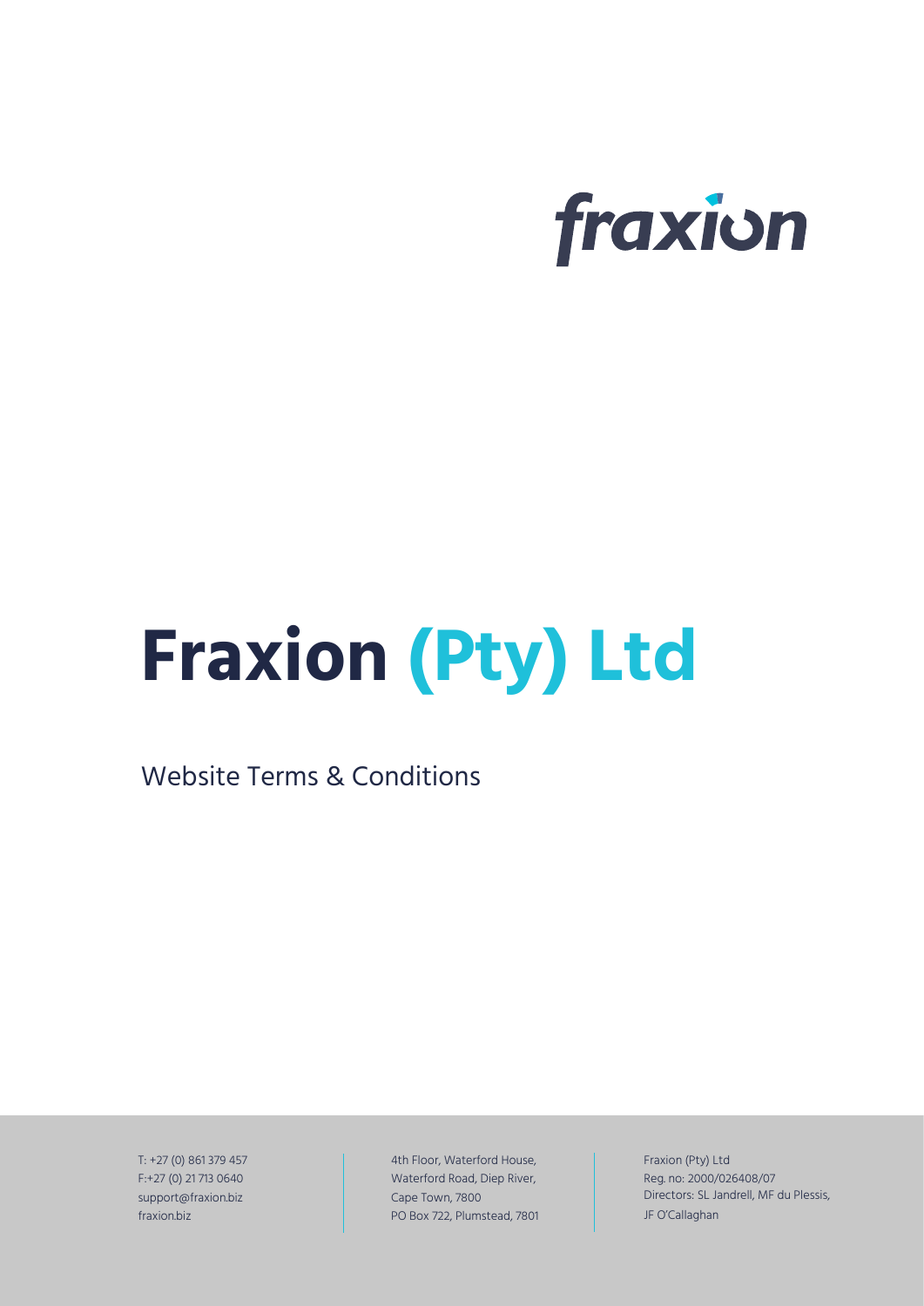fraxion

# Fraxion (Pty) Ltd

Website Terms & Conditions

T: +27 (0) 861 379 457
F:+27 (0) 21 713 0640
support@fraxion.biz
fraxion.biz

4th Floor, Waterford House,
Waterford Road, Diep River,
Cape Town, 7800
PO Box 722, Plumstead, 7801

Fraxion (Pty) Ltd
Reg. no: 2000/026408/07
Directors: SL Jandrell, MF du Plessis,
JF O'Callaghan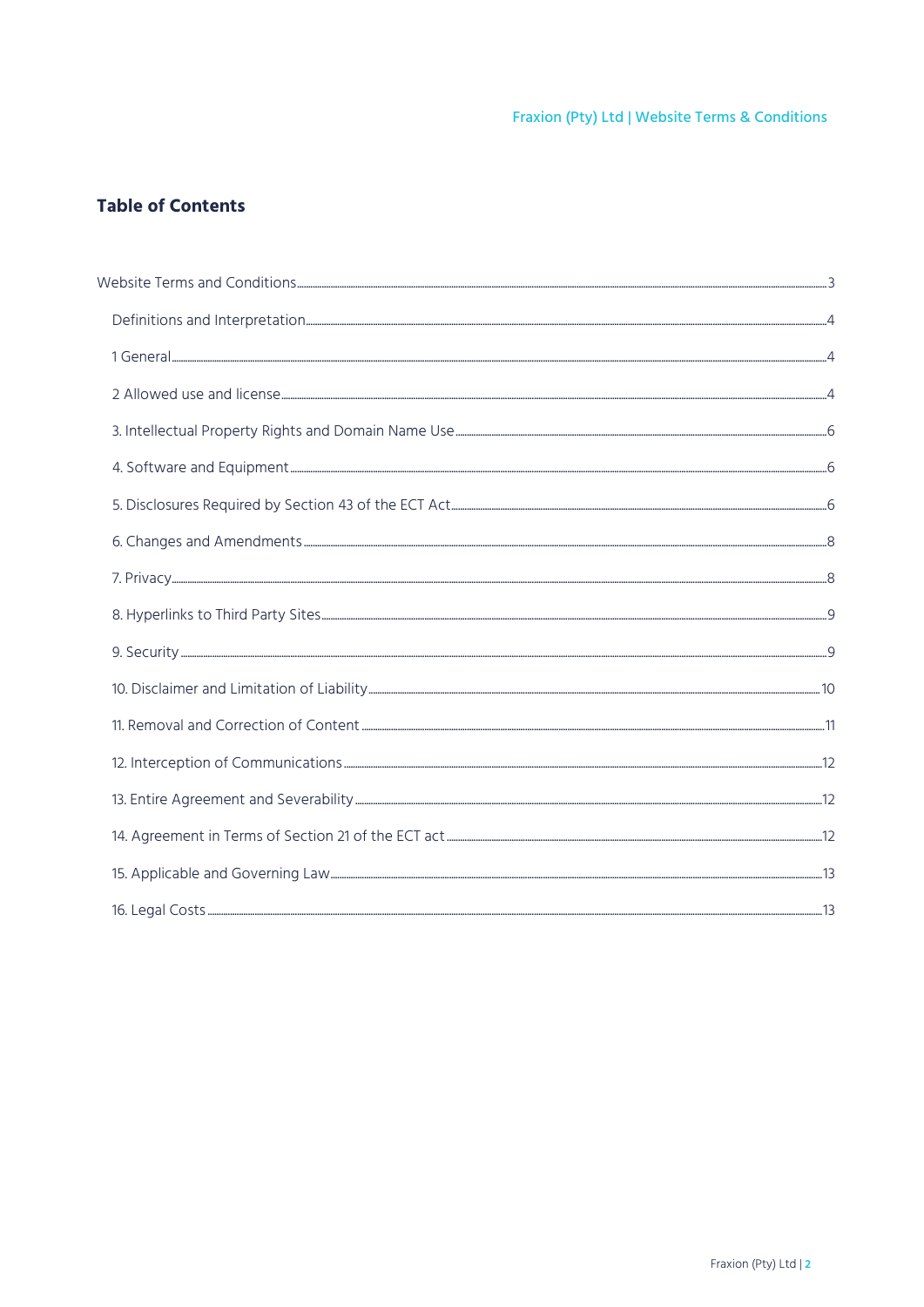## Table of Contents

Website Terms and Conditions ........ 3

- Definitions and Interpretation ........ 4
- 1 General ........ 4
- 2 Allowed use and license ........ 4
- 3. Intellectual Property Rights and Domain Name Use ........ 6
- 4. Software and Equipment ........ 6
- 5. Disclosures Required by Section 43 of the ECT Act ........ 6
- 6. Changes and Amendments ........ 8
- 7. Privacy ........ 8
- 8. Hyperlinks to Third Party Sites ........ 9
- 9. Security ........ 9
- 10. Disclaimer and Limitation of Liability ........ 10
- 11. Removal and Correction of Content ........ 11
- 12. Interception of Communications ........ 12
- 13. Entire Agreement and Severability ........ 12
- 14. Agreement in Terms of Section 21 of the ECT act ........ 12
- 15. Applicable and Governing Law ........ 13
- 16. Legal Costs ........ 13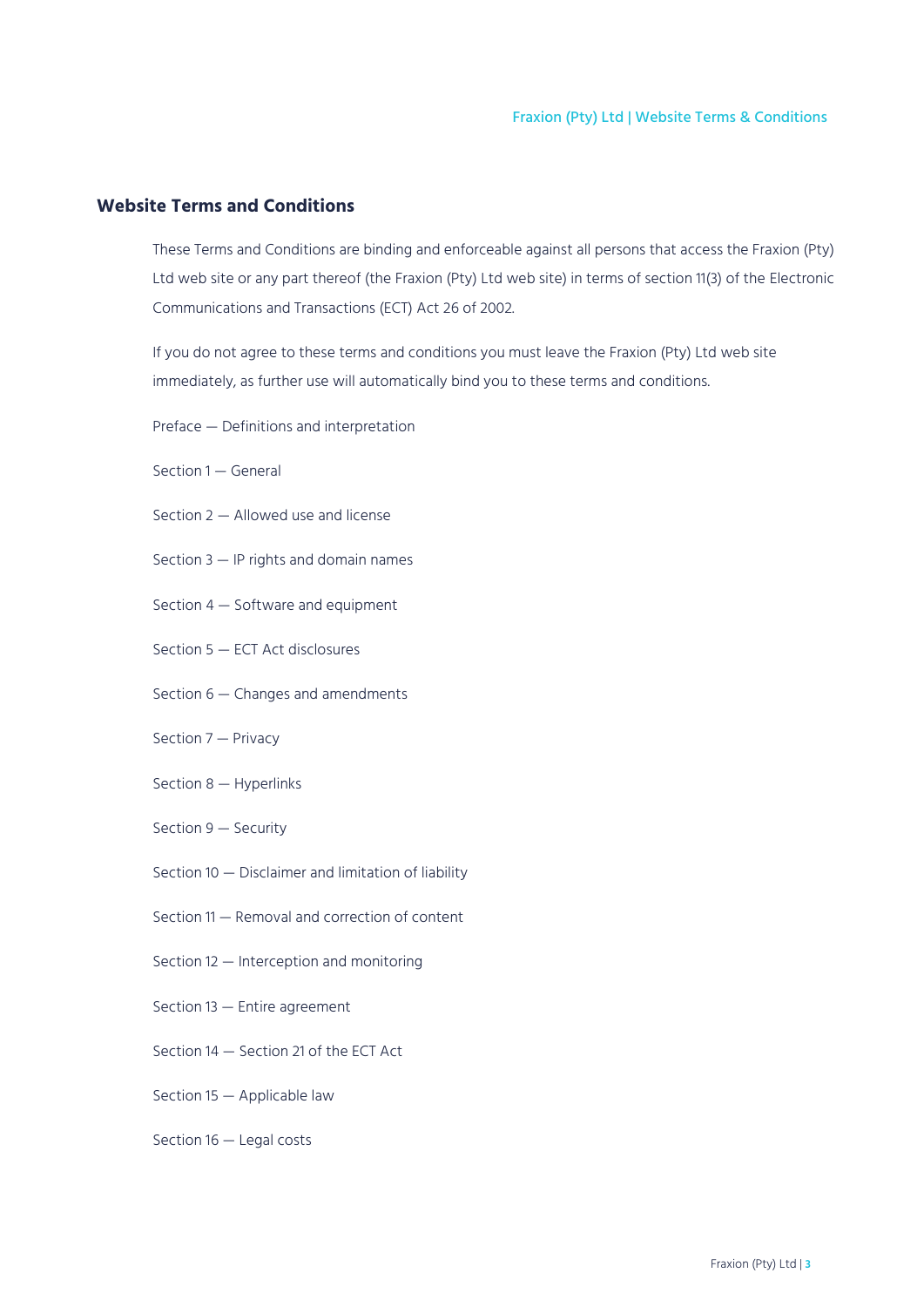## Website Terms and Conditions

These Terms and Conditions are binding and enforceable against all persons that access the Fraxion (Pty) Ltd web site or any part thereof (the Fraxion (Pty) Ltd web site) in terms of section 11(3) of the Electronic Communications and Transactions (ECT) Act 26 of 2002.

If you do not agree to these terms and conditions you must leave the Fraxion (Pty) Ltd web site immediately, as further use will automatically bind you to these terms and conditions.

Preface — Definitions and interpretation

Section 1 — General

Section 2 — Allowed use and license

Section 3 — IP rights and domain names

Section 4 — Software and equipment

Section 5 — ECT Act disclosures

Section 6 — Changes and amendments

Section 7 — Privacy

Section 8 — Hyperlinks

Section 9 — Security

Section 10 — Disclaimer and limitation of liability

Section 11 — Removal and correction of content

Section 12 — Interception and monitoring

Section 13 — Entire agreement

Section 14 — Section 21 of the ECT Act

Section 15 — Applicable law

Section 16 — Legal costs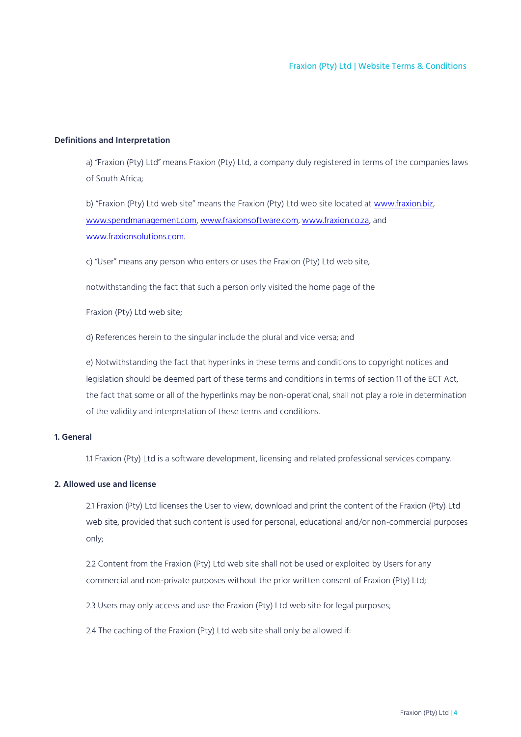**Definitions and Interpretation**

a) "Fraxion (Pty) Ltd" means Fraxion (Pty) Ltd, a company duly registered in terms of the companies laws of South Africa;

b) "Fraxion (Pty) Ltd web site" means the Fraxion (Pty) Ltd web site located at www.fraxion.biz, www.spendmanagement.com, www.fraxionsoftware.com, www.fraxion.co.za, and www.fraxionsolutions.com.

c) "User" means any person who enters or uses the Fraxion (Pty) Ltd web site,

notwithstanding the fact that such a person only visited the home page of the

Fraxion (Pty) Ltd web site;

d) References herein to the singular include the plural and vice versa; and

e) Notwithstanding the fact that hyperlinks in these terms and conditions to copyright notices and legislation should be deemed part of these terms and conditions in terms of section 11 of the ECT Act, the fact that some or all of the hyperlinks may be non-operational, shall not play a role in determination of the validity and interpretation of these terms and conditions.

**1. General**

1.1 Fraxion (Pty) Ltd is a software development, licensing and related professional services company.

**2. Allowed use and license**

2.1 Fraxion (Pty) Ltd licenses the User to view, download and print the content of the Fraxion (Pty) Ltd web site, provided that such content is used for personal, educational and/or non-commercial purposes only;

2.2 Content from the Fraxion (Pty) Ltd web site shall not be used or exploited by Users for any commercial and non-private purposes without the prior written consent of Fraxion (Pty) Ltd;

2.3 Users may only access and use the Fraxion (Pty) Ltd web site for legal purposes;

2.4 The caching of the Fraxion (Pty) Ltd web site shall only be allowed if: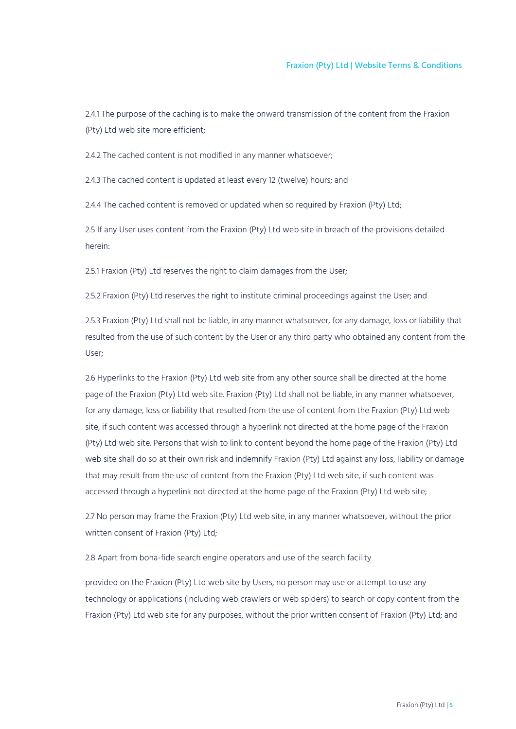2.4.1 The purpose of the caching is to make the onward transmission of the content from the Fraxion (Pty) Ltd web site more efficient;

2.4.2 The cached content is not modified in any manner whatsoever;

2.4.3 The cached content is updated at least every 12 (twelve) hours; and

2.4.4 The cached content is removed or updated when so required by Fraxion (Pty) Ltd;

2.5 If any User uses content from the Fraxion (Pty) Ltd web site in breach of the provisions detailed herein:

2.5.1 Fraxion (Pty) Ltd reserves the right to claim damages from the User;

2.5.2 Fraxion (Pty) Ltd reserves the right to institute criminal proceedings against the User; and

2.5.3 Fraxion (Pty) Ltd shall not be liable, in any manner whatsoever, for any damage, loss or liability that resulted from the use of such content by the User or any third party who obtained any content from the User;

2.6 Hyperlinks to the Fraxion (Pty) Ltd web site from any other source shall be directed at the home page of the Fraxion (Pty) Ltd web site. Fraxion (Pty) Ltd shall not be liable, in any manner whatsoever, for any damage, loss or liability that resulted from the use of content from the Fraxion (Pty) Ltd web site, if such content was accessed through a hyperlink not directed at the home page of the Fraxion (Pty) Ltd web site. Persons that wish to link to content beyond the home page of the Fraxion (Pty) Ltd web site shall do so at their own risk and indemnify Fraxion (Pty) Ltd against any loss, liability or damage that may result from the use of content from the Fraxion (Pty) Ltd web site, if such content was accessed through a hyperlink not directed at the home page of the Fraxion (Pty) Ltd web site;

2.7 No person may frame the Fraxion (Pty) Ltd web site, in any manner whatsoever, without the prior written consent of Fraxion (Pty) Ltd;

2.8 Apart from bona-fide search engine operators and use of the search facility

provided on the Fraxion (Pty) Ltd web site by Users, no person may use or attempt to use any technology or applications (including web crawlers or web spiders) to search or copy content from the Fraxion (Pty) Ltd web site for any purposes, without the prior written consent of Fraxion (Pty) Ltd; and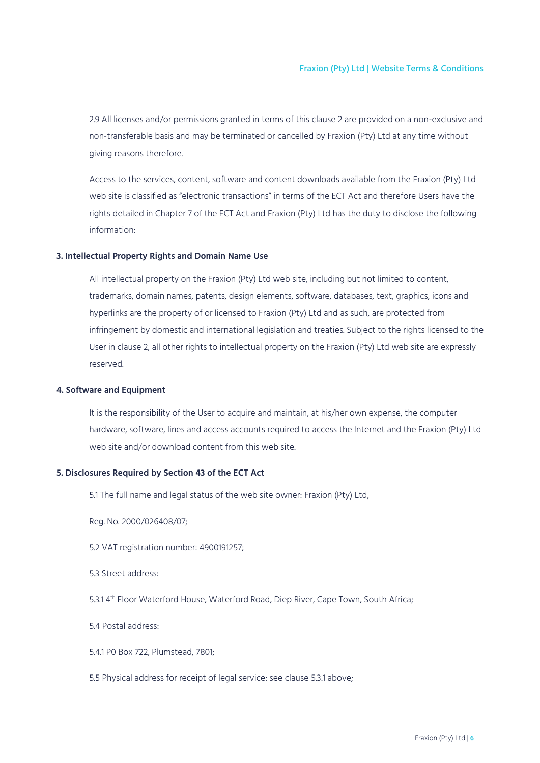2.9 All licenses and/or permissions granted in terms of this clause 2 are provided on a non-exclusive and non-transferable basis and may be terminated or cancelled by Fraxion (Pty) Ltd at any time without giving reasons therefore.

Access to the services, content, software and content downloads available from the Fraxion (Pty) Ltd web site is classified as "electronic transactions" in terms of the ECT Act and therefore Users have the rights detailed in Chapter 7 of the ECT Act and Fraxion (Pty) Ltd has the duty to disclose the following information:

**3. Intellectual Property Rights and Domain Name Use**

All intellectual property on the Fraxion (Pty) Ltd web site, including but not limited to content, trademarks, domain names, patents, design elements, software, databases, text, graphics, icons and hyperlinks are the property of or licensed to Fraxion (Pty) Ltd and as such, are protected from infringement by domestic and international legislation and treaties. Subject to the rights licensed to the User in clause 2, all other rights to intellectual property on the Fraxion (Pty) Ltd web site are expressly reserved.

**4. Software and Equipment**

It is the responsibility of the User to acquire and maintain, at his/her own expense, the computer hardware, software, lines and access accounts required to access the Internet and the Fraxion (Pty) Ltd web site and/or download content from this web site.

**5. Disclosures Required by Section 43 of the ECT Act**

5.1 The full name and legal status of the web site owner: Fraxion (Pty) Ltd,

Reg. No. 2000/026408/07;

5.2 VAT registration number: 4900191257;

5.3 Street address:

5.3.1 4th Floor Waterford House, Waterford Road, Diep River, Cape Town, South Africa;

5.4 Postal address:

5.4.1 PO Box 722, Plumstead, 7801;

5.5 Physical address for receipt of legal service: see clause 5.3.1 above;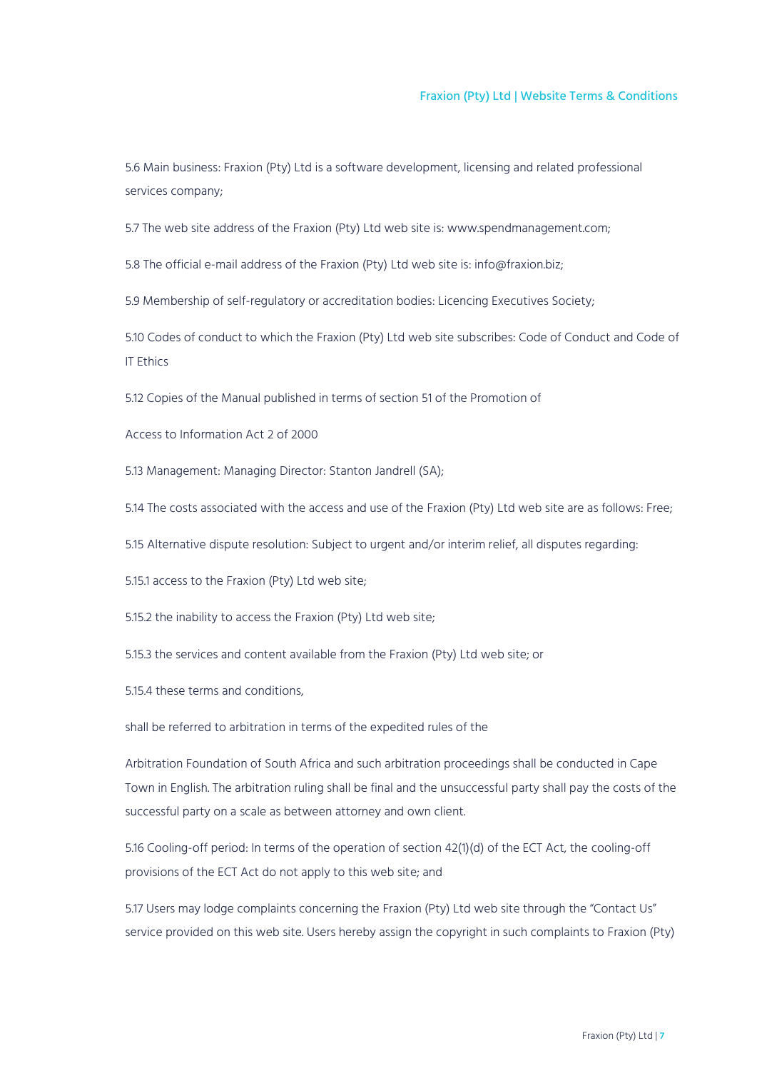5.6 Main business: Fraxion (Pty) Ltd is a software development, licensing and related professional services company;

5.7 The web site address of the Fraxion (Pty) Ltd web site is: www.spendmanagement.com;

5.8 The official e-mail address of the Fraxion (Pty) Ltd web site is: info@fraxion.biz;

5.9 Membership of self-regulatory or accreditation bodies: Licencing Executives Society;

5.10 Codes of conduct to which the Fraxion (Pty) Ltd web site subscribes: Code of Conduct and Code of IT Ethics

5.12 Copies of the Manual published in terms of section 51 of the Promotion of

Access to Information Act 2 of 2000

5.13 Management: Managing Director: Stanton Jandrell (SA);

5.14 The costs associated with the access and use of the Fraxion (Pty) Ltd web site are as follows: Free;

5.15 Alternative dispute resolution: Subject to urgent and/or interim relief, all disputes regarding:

5.15.1 access to the Fraxion (Pty) Ltd web site;

5.15.2 the inability to access the Fraxion (Pty) Ltd web site;

5.15.3 the services and content available from the Fraxion (Pty) Ltd web site; or

5.15.4 these terms and conditions,

shall be referred to arbitration in terms of the expedited rules of the

Arbitration Foundation of South Africa and such arbitration proceedings shall be conducted in Cape Town in English. The arbitration ruling shall be final and the unsuccessful party shall pay the costs of the successful party on a scale as between attorney and own client.

5.16 Cooling-off period: In terms of the operation of section 42(1)(d) of the ECT Act, the cooling-off provisions of the ECT Act do not apply to this web site; and

5.17 Users may lodge complaints concerning the Fraxion (Pty) Ltd web site through the "Contact Us" service provided on this web site. Users hereby assign the copyright in such complaints to Fraxion (Pty)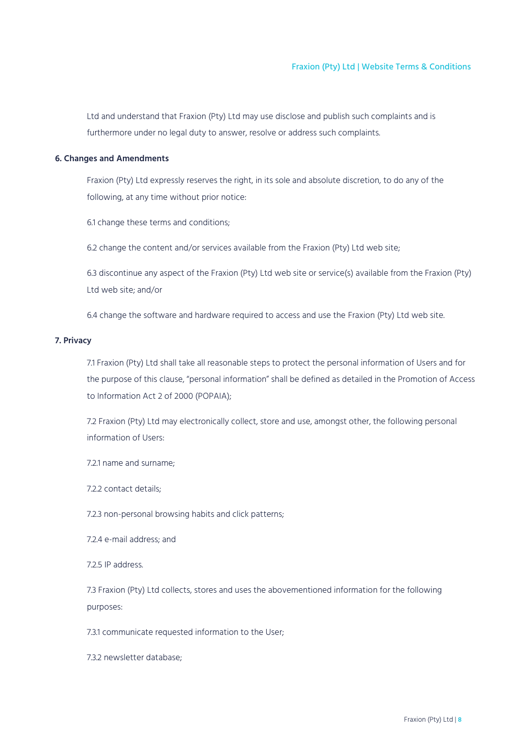Ltd and understand that Fraxion (Pty) Ltd may use disclose and publish such complaints and is furthermore under no legal duty to answer, resolve or address such complaints.

**6. Changes and Amendments**

Fraxion (Pty) Ltd expressly reserves the right, in its sole and absolute discretion, to do any of the following, at any time without prior notice:

6.1 change these terms and conditions;

6.2 change the content and/or services available from the Fraxion (Pty) Ltd web site;

6.3 discontinue any aspect of the Fraxion (Pty) Ltd web site or service(s) available from the Fraxion (Pty) Ltd web site; and/or

6.4 change the software and hardware required to access and use the Fraxion (Pty) Ltd web site.

**7. Privacy**

7.1 Fraxion (Pty) Ltd shall take all reasonable steps to protect the personal information of Users and for the purpose of this clause, "personal information" shall be defined as detailed in the Promotion of Access to Information Act 2 of 2000 (POPAIA);

7.2 Fraxion (Pty) Ltd may electronically collect, store and use, amongst other, the following personal information of Users:

7.2.1 name and surname;

7.2.2 contact details;

7.2.3 non-personal browsing habits and click patterns;

7.2.4 e-mail address; and

7.2.5 IP address.

7.3 Fraxion (Pty) Ltd collects, stores and uses the abovementioned information for the following purposes:

7.3.1 communicate requested information to the User;

7.3.2 newsletter database;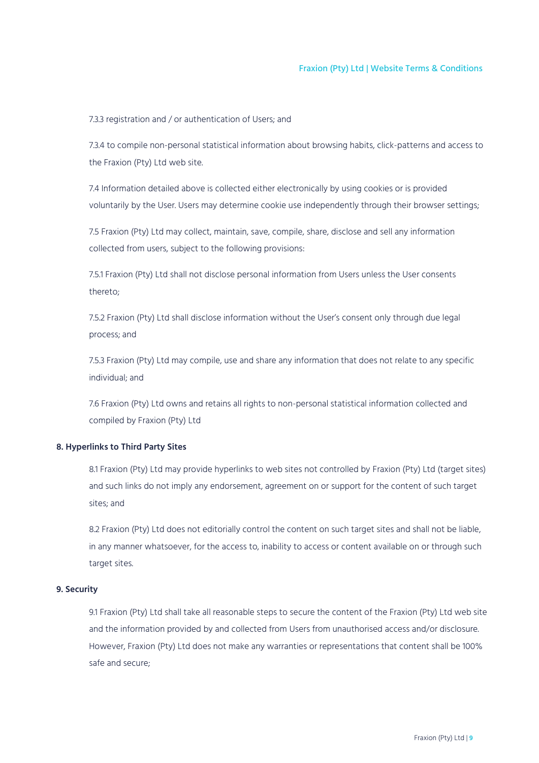7.3.3 registration and / or authentication of Users; and

7.3.4 to compile non-personal statistical information about browsing habits, click-patterns and access to the Fraxion (Pty) Ltd web site.

7.4 Information detailed above is collected either electronically by using cookies or is provided voluntarily by the User. Users may determine cookie use independently through their browser settings;

7.5 Fraxion (Pty) Ltd may collect, maintain, save, compile, share, disclose and sell any information collected from users, subject to the following provisions:

7.5.1 Fraxion (Pty) Ltd shall not disclose personal information from Users unless the User consents thereto;

7.5.2 Fraxion (Pty) Ltd shall disclose information without the User's consent only through due legal process; and

7.5.3 Fraxion (Pty) Ltd may compile, use and share any information that does not relate to any specific individual; and

7.6 Fraxion (Pty) Ltd owns and retains all rights to non-personal statistical information collected and compiled by Fraxion (Pty) Ltd

**8. Hyperlinks to Third Party Sites**

8.1 Fraxion (Pty) Ltd may provide hyperlinks to web sites not controlled by Fraxion (Pty) Ltd (target sites) and such links do not imply any endorsement, agreement on or support for the content of such target sites; and

8.2 Fraxion (Pty) Ltd does not editorially control the content on such target sites and shall not be liable, in any manner whatsoever, for the access to, inability to access or content available on or through such target sites.

**9. Security**

9.1 Fraxion (Pty) Ltd shall take all reasonable steps to secure the content of the Fraxion (Pty) Ltd web site and the information provided by and collected from Users from unauthorised access and/or disclosure. However, Fraxion (Pty) Ltd does not make any warranties or representations that content shall be 100% safe and secure;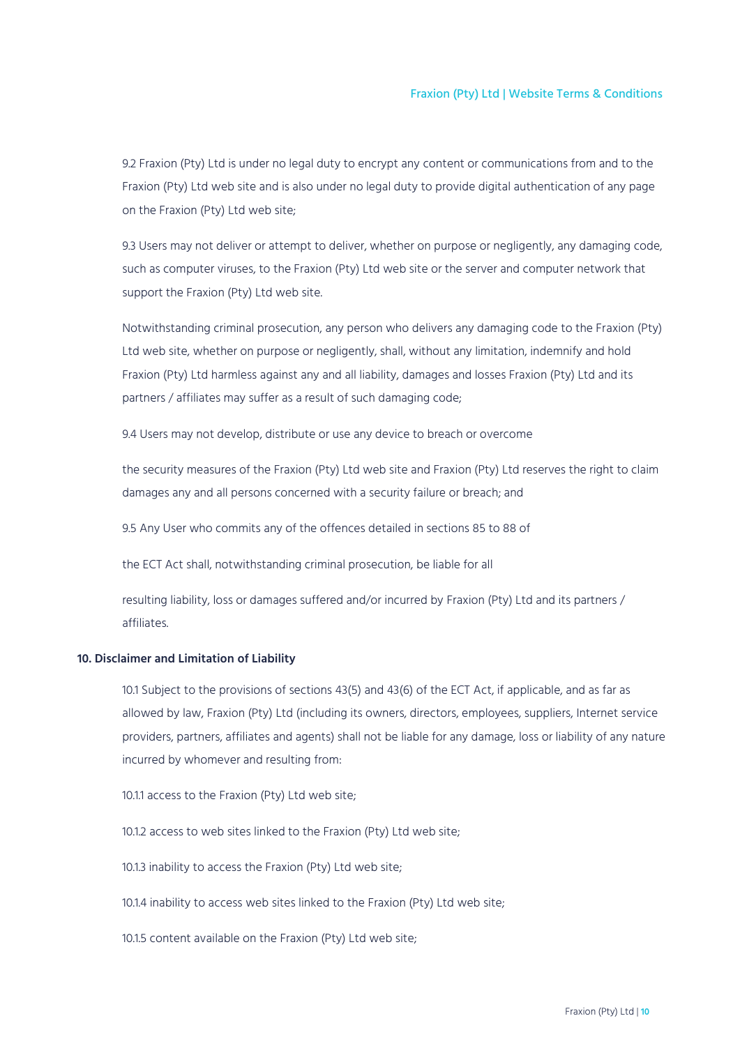9.2 Fraxion (Pty) Ltd is under no legal duty to encrypt any content or communications from and to the Fraxion (Pty) Ltd web site and is also under no legal duty to provide digital authentication of any page on the Fraxion (Pty) Ltd web site;

9.3 Users may not deliver or attempt to deliver, whether on purpose or negligently, any damaging code, such as computer viruses, to the Fraxion (Pty) Ltd web site or the server and computer network that support the Fraxion (Pty) Ltd web site.

Notwithstanding criminal prosecution, any person who delivers any damaging code to the Fraxion (Pty) Ltd web site, whether on purpose or negligently, shall, without any limitation, indemnify and hold Fraxion (Pty) Ltd harmless against any and all liability, damages and losses Fraxion (Pty) Ltd and its partners / affiliates may suffer as a result of such damaging code;

9.4 Users may not develop, distribute or use any device to breach or overcome

the security measures of the Fraxion (Pty) Ltd web site and Fraxion (Pty) Ltd reserves the right to claim damages any and all persons concerned with a security failure or breach; and

9.5 Any User who commits any of the offences detailed in sections 85 to 88 of

the ECT Act shall, notwithstanding criminal prosecution, be liable for all

resulting liability, loss or damages suffered and/or incurred by Fraxion (Pty) Ltd and its partners / affiliates.

**10. Disclaimer and Limitation of Liability**

10.1 Subject to the provisions of sections 43(5) and 43(6) of the ECT Act, if applicable, and as far as allowed by law, Fraxion (Pty) Ltd (including its owners, directors, employees, suppliers, Internet service providers, partners, affiliates and agents) shall not be liable for any damage, loss or liability of any nature incurred by whomever and resulting from:

10.1.1 access to the Fraxion (Pty) Ltd web site;

10.1.2 access to web sites linked to the Fraxion (Pty) Ltd web site;

10.1.3 inability to access the Fraxion (Pty) Ltd web site;

10.1.4 inability to access web sites linked to the Fraxion (Pty) Ltd web site;

10.1.5 content available on the Fraxion (Pty) Ltd web site;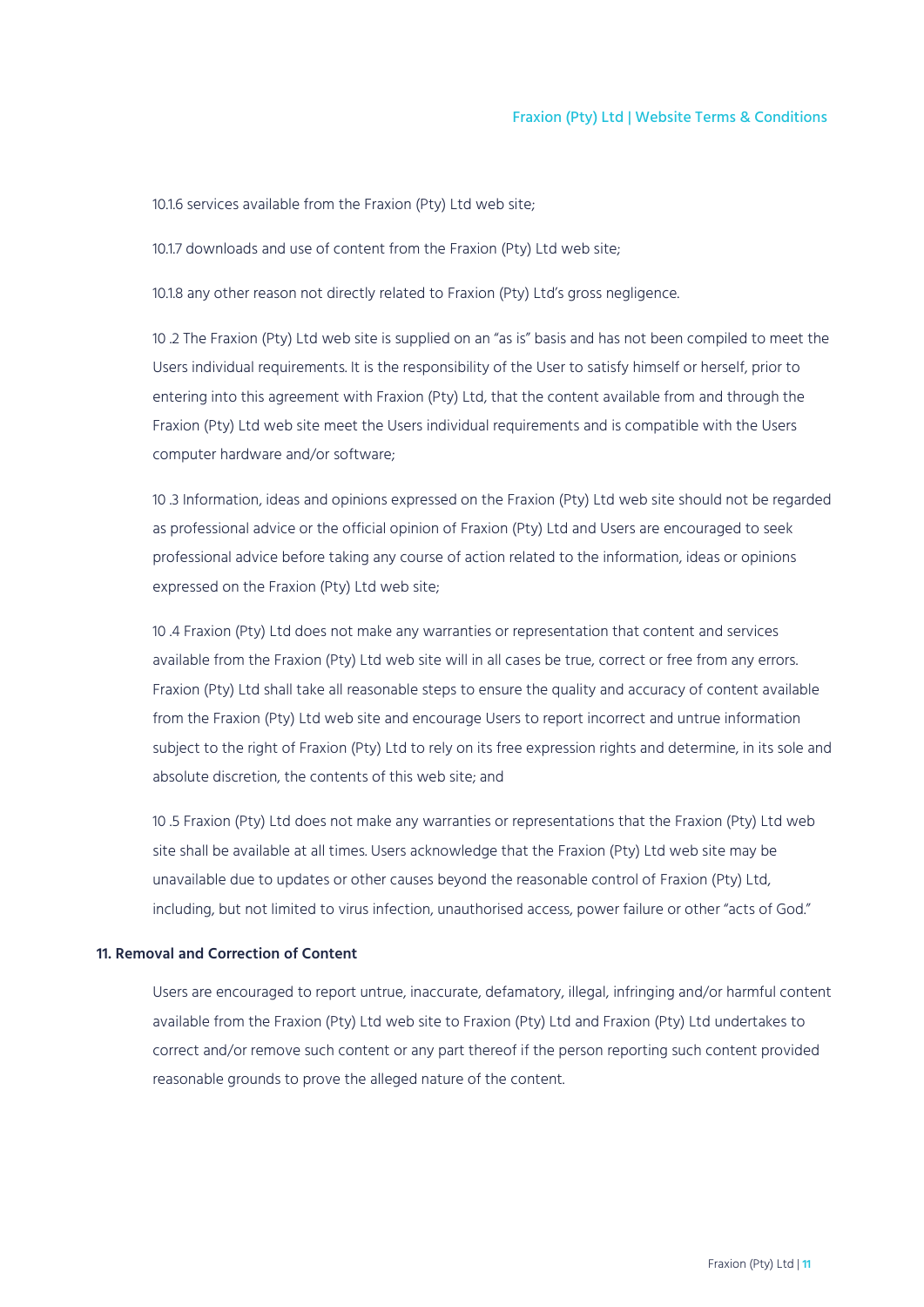10.1.6 services available from the Fraxion (Pty) Ltd web site;

10.1.7 downloads and use of content from the Fraxion (Pty) Ltd web site;

10.1.8 any other reason not directly related to Fraxion (Pty) Ltd's gross negligence.

10 .2 The Fraxion (Pty) Ltd web site is supplied on an "as is" basis and has not been compiled to meet the Users individual requirements. It is the responsibility of the User to satisfy himself or herself, prior to entering into this agreement with Fraxion (Pty) Ltd, that the content available from and through the Fraxion (Pty) Ltd web site meet the Users individual requirements and is compatible with the Users computer hardware and/or software;

10 .3 Information, ideas and opinions expressed on the Fraxion (Pty) Ltd web site should not be regarded as professional advice or the official opinion of Fraxion (Pty) Ltd and Users are encouraged to seek professional advice before taking any course of action related to the information, ideas or opinions expressed on the Fraxion (Pty) Ltd web site;

10 .4 Fraxion (Pty) Ltd does not make any warranties or representation that content and services available from the Fraxion (Pty) Ltd web site will in all cases be true, correct or free from any errors. Fraxion (Pty) Ltd shall take all reasonable steps to ensure the quality and accuracy of content available from the Fraxion (Pty) Ltd web site and encourage Users to report incorrect and untrue information subject to the right of Fraxion (Pty) Ltd to rely on its free expression rights and determine, in its sole and absolute discretion, the contents of this web site; and

10 .5 Fraxion (Pty) Ltd does not make any warranties or representations that the Fraxion (Pty) Ltd web site shall be available at all times. Users acknowledge that the Fraxion (Pty) Ltd web site may be unavailable due to updates or other causes beyond the reasonable control of Fraxion (Pty) Ltd, including, but not limited to virus infection, unauthorised access, power failure or other "acts of God."

**11. Removal and Correction of Content**

Users are encouraged to report untrue, inaccurate, defamatory, illegal, infringing and/or harmful content available from the Fraxion (Pty) Ltd web site to Fraxion (Pty) Ltd and Fraxion (Pty) Ltd undertakes to correct and/or remove such content or any part thereof if the person reporting such content provided reasonable grounds to prove the alleged nature of the content.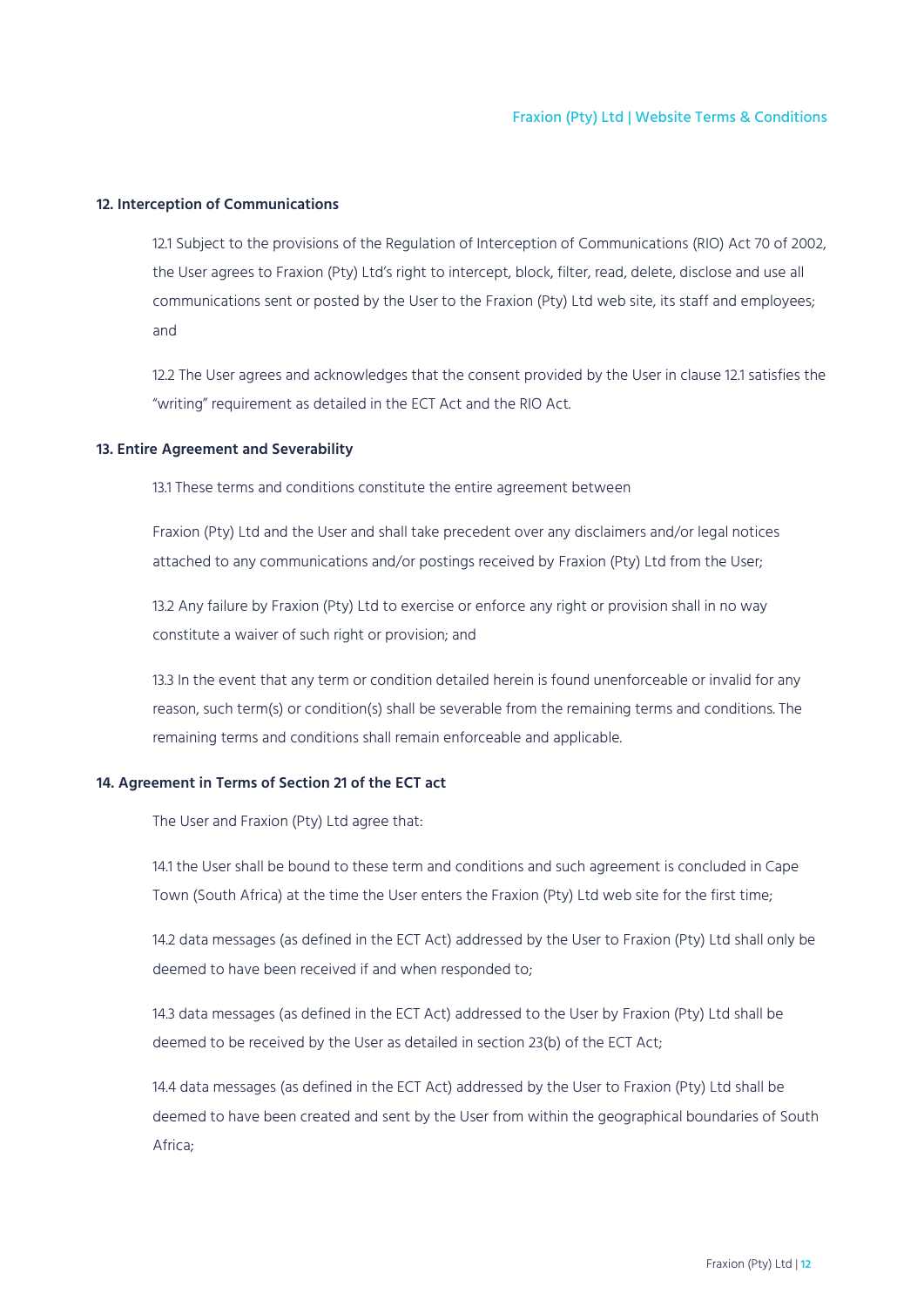## 12. Interception of Communications

12.1 Subject to the provisions of the Regulation of Interception of Communications (RIO) Act 70 of 2002, the User agrees to Fraxion (Pty) Ltd's right to intercept, block, filter, read, delete, disclose and use all communications sent or posted by the User to the Fraxion (Pty) Ltd web site, its staff and employees; and

12.2 The User agrees and acknowledges that the consent provided by the User in clause 12.1 satisfies the "writing" requirement as detailed in the ECT Act and the RIO Act.

## 13. Entire Agreement and Severability

13.1 These terms and conditions constitute the entire agreement between

Fraxion (Pty) Ltd and the User and shall take precedent over any disclaimers and/or legal notices attached to any communications and/or postings received by Fraxion (Pty) Ltd from the User;

13.2 Any failure by Fraxion (Pty) Ltd to exercise or enforce any right or provision shall in no way constitute a waiver of such right or provision; and

13.3 In the event that any term or condition detailed herein is found unenforceable or invalid for any reason, such term(s) or condition(s) shall be severable from the remaining terms and conditions. The remaining terms and conditions shall remain enforceable and applicable.

## 14. Agreement in Terms of Section 21 of the ECT act

The User and Fraxion (Pty) Ltd agree that:

14.1 the User shall be bound to these term and conditions and such agreement is concluded in Cape Town (South Africa) at the time the User enters the Fraxion (Pty) Ltd web site for the first time;

14.2 data messages (as defined in the ECT Act) addressed by the User to Fraxion (Pty) Ltd shall only be deemed to have been received if and when responded to;

14.3 data messages (as defined in the ECT Act) addressed to the User by Fraxion (Pty) Ltd shall be deemed to be received by the User as detailed in section 23(b) of the ECT Act;

14.4 data messages (as defined in the ECT Act) addressed by the User to Fraxion (Pty) Ltd shall be deemed to have been created and sent by the User from within the geographical boundaries of South Africa;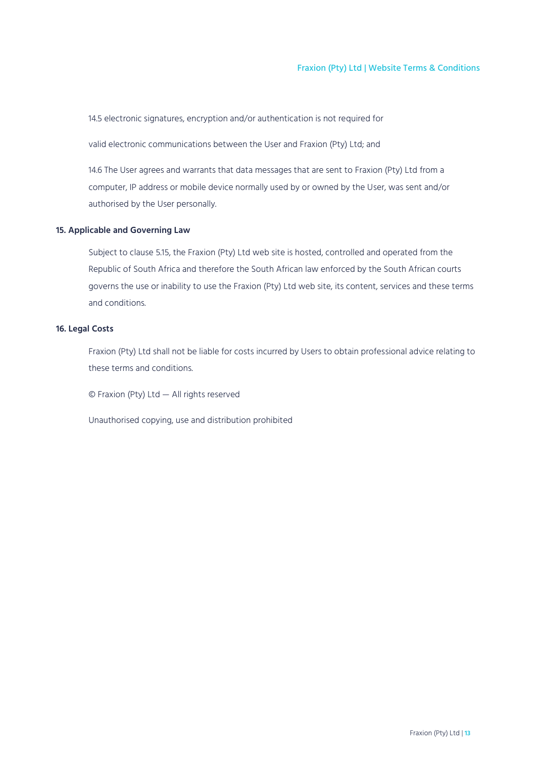14.5 electronic signatures, encryption and/or authentication is not required for

valid electronic communications between the User and Fraxion (Pty) Ltd; and

14.6 The User agrees and warrants that data messages that are sent to Fraxion (Pty) Ltd from a computer, IP address or mobile device normally used by or owned by the User, was sent and/or authorised by the User personally.

**15. Applicable and Governing Law**

Subject to clause 5.15, the Fraxion (Pty) Ltd web site is hosted, controlled and operated from the Republic of South Africa and therefore the South African law enforced by the South African courts governs the use or inability to use the Fraxion (Pty) Ltd web site, its content, services and these terms and conditions.

**16. Legal Costs**

Fraxion (Pty) Ltd shall not be liable for costs incurred by Users to obtain professional advice relating to these terms and conditions.

© Fraxion (Pty) Ltd — All rights reserved

Unauthorised copying, use and distribution prohibited